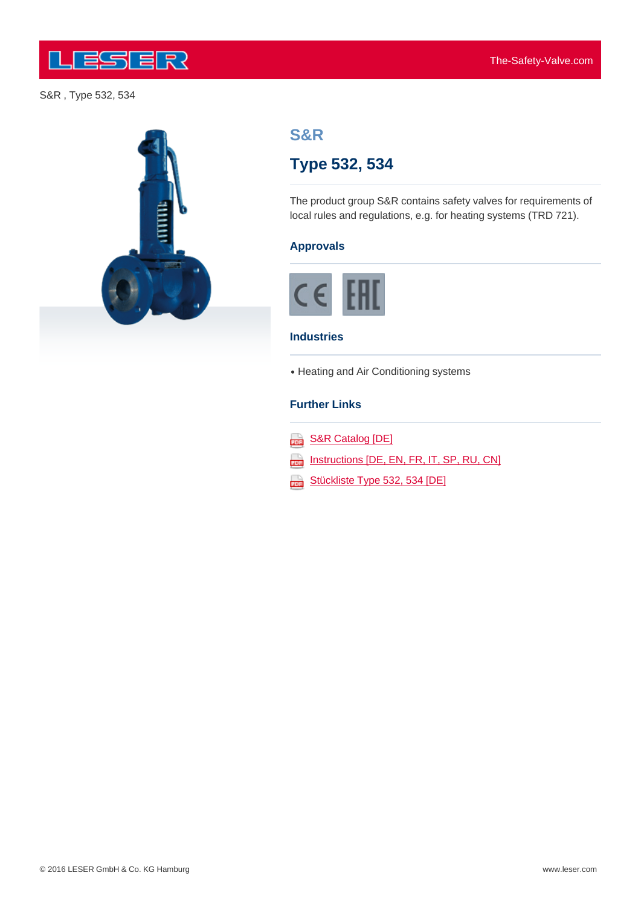S&R , Type 532, 534

## S&R

# Type 532, 534

The product group S&R contains safety valves for requirements of local rules and regulations, e.g. for heating systems (TRD 721).

### Approvals

### Industries

- Heating and Air Conditioning systems

### Further Links

- S&R Catalog [DE]
- Instructions [DE, EN, FR, IT, SP, RU, CN]
- Stückliste Type 532, 534 [DE]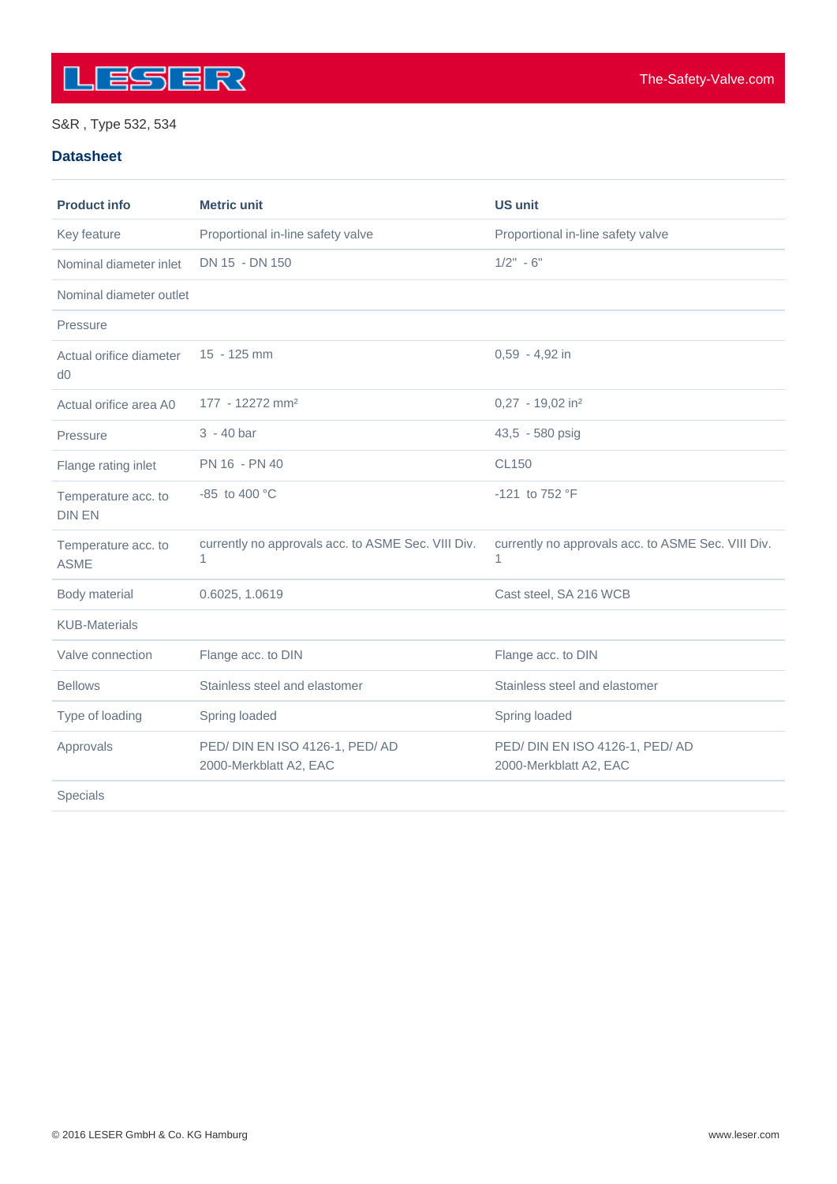S&R , Type 532, 534

## Datasheet

| Product info | Metric unit | US unit |
|---|---|---|
| Key feature | Proportional in-line safety valve | Proportional in-line safety valve |
| Nominal diameter inlet | DN 15 - DN 150 | 1/2" - 6" |
| Nominal diameter outlet | | |
| Pressure | | |
| Actual orifice diameter d0 | 15 - 125 mm | 0,59 - 4,92 in |
| Actual orifice area A0 | 177 - 12272 mm² | 0,27 - 19,02 in² |
| Pressure | 3 - 40 bar | 43,5 - 580 psig |
| Flange rating inlet | PN 16 - PN 40 | CL150 |
| Temperature acc. to DIN EN | -85 to 400 °C | -121 to 752 °F |
| Temperature acc. to ASME | currently no approvals acc. to ASME Sec. VIII Div. 1 | currently no approvals acc. to ASME Sec. VIII Div. 1 |
| Body material | 0.6025, 1.0619 | Cast steel, SA 216 WCB |
| KUB-Materials | | |
| Valve connection | Flange acc. to DIN | Flange acc. to DIN |
| Bellows | Stainless steel and elastomer | Stainless steel and elastomer |
| Type of loading | Spring loaded | Spring loaded |
| Approvals | PED/ DIN EN ISO 4126-1, PED/ AD 2000-Merkblatt A2, EAC | PED/ DIN EN ISO 4126-1, PED/ AD 2000-Merkblatt A2, EAC |
| Specials | | |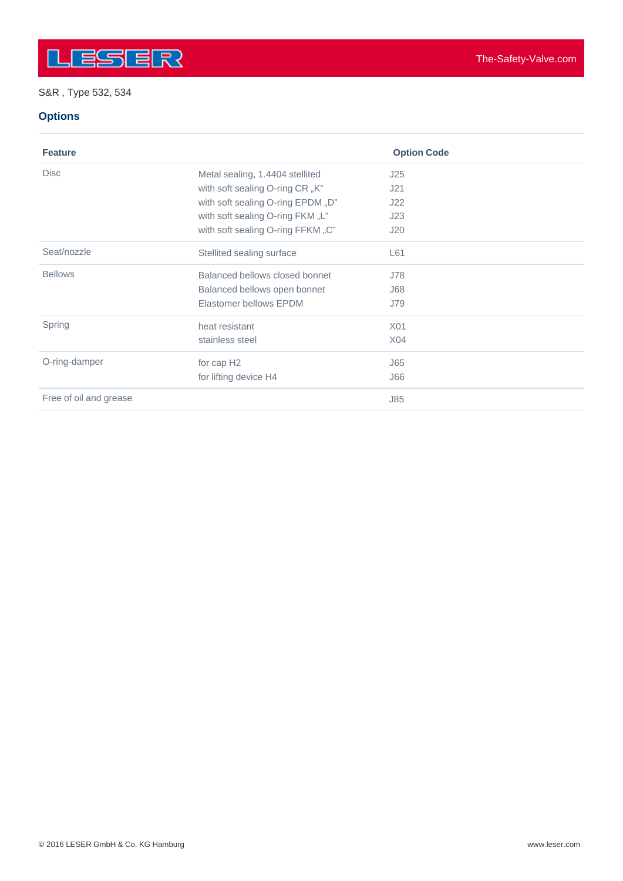S&R , Type 532, 534

## Options

| Feature | | Option Code |
|---|---|---|
| Disc | Metal sealing, 1.4404 stellited | J25 |
| | with soft sealing O-ring CR „K" | J21 |
| | with soft sealing O-ring EPDM „D" | J22 |
| | with soft sealing O-ring FKM „L" | J23 |
| | with soft sealing O-ring FFKM „C" | J20 |
| Seat/nozzle | Stellited sealing surface | L61 |
| Bellows | Balanced bellows closed bonnet | J78 |
| | Balanced bellows open bonnet | J68 |
| | Elastomer bellows EPDM | J79 |
| Spring | heat resistant | X01 |
| | stainless steel | X04 |
| O-ring-damper | for cap H2 | J65 |
| | for lifting device H4 | J66 |
| Free of oil and grease | | J85 |